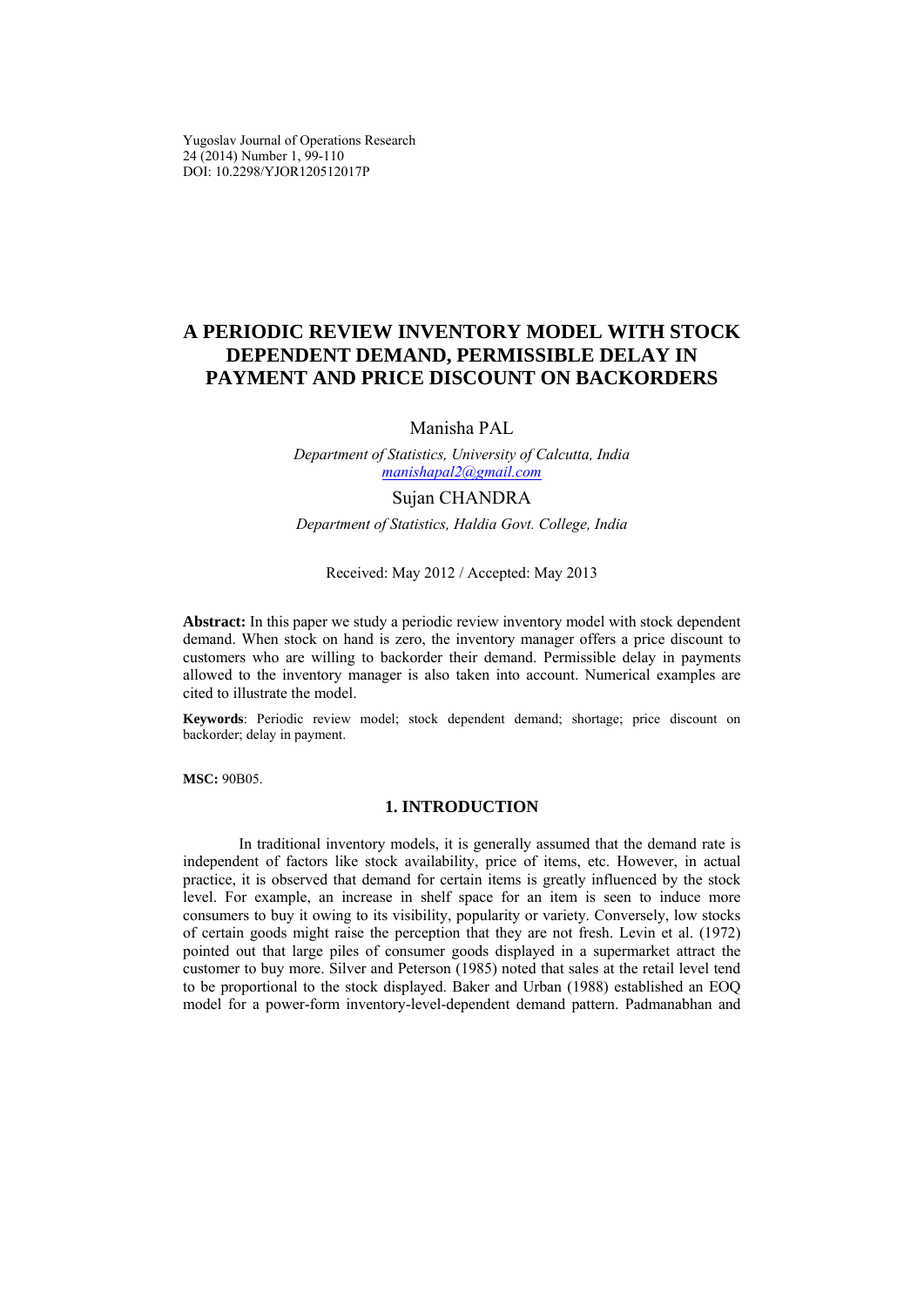# A PERIODIC REVIEW INVENTORY MODEL WITH STOCK DEPENDENT DEMAND, PERMISSIBLE DELAY IN PAYMENT AND PRICE DISCOUNT ON BACKORDERS

Manisha PAL

*Department of Statistics, University of Calcutta, India*
*manishapal2@gmail.com*

Sujan CHANDRA

*Department of Statistics, Haldia Govt. College, India*

Received: May 2012 / Accepted: May 2013

**Abstract:** In this paper we study a periodic review inventory model with stock dependent demand. When stock on hand is zero, the inventory manager offers a price discount to customers who are willing to backorder their demand. Permissible delay in payments allowed to the inventory manager is also taken into account. Numerical examples are cited to illustrate the model.

**Keywords**: Periodic review model; stock dependent demand; shortage; price discount on backorder; delay in payment.

**MSC:** 90B05.

## 1. INTRODUCTION

In traditional inventory models, it is generally assumed that the demand rate is independent of factors like stock availability, price of items, etc. However, in actual practice, it is observed that demand for certain items is greatly influenced by the stock level. For example, an increase in shelf space for an item is seen to induce more consumers to buy it owing to its visibility, popularity or variety. Conversely, low stocks of certain goods might raise the perception that they are not fresh. Levin et al. (1972) pointed out that large piles of consumer goods displayed in a supermarket attract the customer to buy more. Silver and Peterson (1985) noted that sales at the retail level tend to be proportional to the stock displayed. Baker and Urban (1988) established an EOQ model for a power-form inventory-level-dependent demand pattern. Padmanabhan and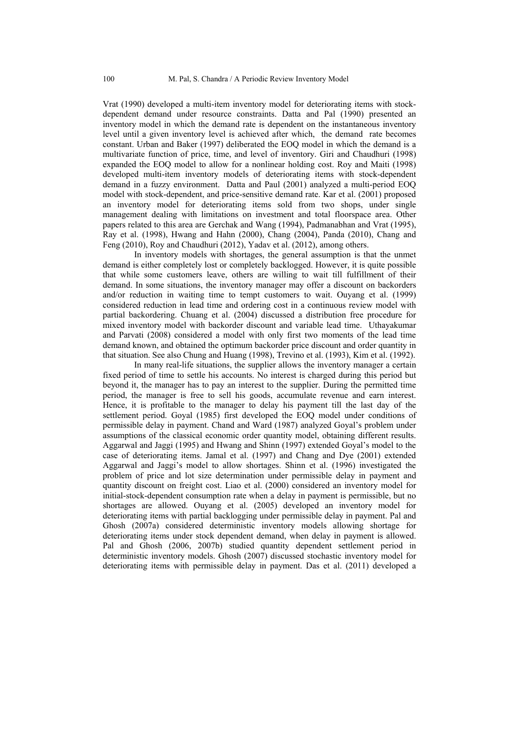Vrat (1990) developed a multi-item inventory model for deteriorating items with stock-dependent demand under resource constraints. Datta and Pal (1990) presented an inventory model in which the demand rate is dependent on the instantaneous inventory level until a given inventory level is achieved after which, the demand rate becomes constant. Urban and Baker (1997) deliberated the EOQ model in which the demand is a multivariate function of price, time, and level of inventory. Giri and Chaudhuri (1998) expanded the EOQ model to allow for a nonlinear holding cost. Roy and Maiti (1998) developed multi-item inventory models of deteriorating items with stock-dependent demand in a fuzzy environment. Datta and Paul (2001) analyzed a multi-period EOQ model with stock-dependent, and price-sensitive demand rate. Kar et al. (2001) proposed an inventory model for deteriorating items sold from two shops, under single management dealing with limitations on investment and total floorspace area. Other papers related to this area are Gerchak and Wang (1994), Padmanabhan and Vrat (1995), Ray et al. (1998), Hwang and Hahn (2000), Chang (2004), Panda (2010), Chang and Feng (2010), Roy and Chaudhuri (2012), Yadav et al. (2012), among others.

In inventory models with shortages, the general assumption is that the unmet demand is either completely lost or completely backlogged. However, it is quite possible that while some customers leave, others are willing to wait till fulfillment of their demand. In some situations, the inventory manager may offer a discount on backorders and/or reduction in waiting time to tempt customers to wait. Ouyang et al. (1999) considered reduction in lead time and ordering cost in a continuous review model with partial backordering. Chuang et al. (2004) discussed a distribution free procedure for mixed inventory model with backorder discount and variable lead time. Uthayakumar and Parvati (2008) considered a model with only first two moments of the lead time demand known, and obtained the optimum backorder price discount and order quantity in that situation. See also Chung and Huang (1998), Trevino et al. (1993), Kim et al. (1992).

In many real-life situations, the supplier allows the inventory manager a certain fixed period of time to settle his accounts. No interest is charged during this period but beyond it, the manager has to pay an interest to the supplier. During the permitted time period, the manager is free to sell his goods, accumulate revenue and earn interest. Hence, it is profitable to the manager to delay his payment till the last day of the settlement period. Goyal (1985) first developed the EOQ model under conditions of permissible delay in payment. Chand and Ward (1987) analyzed Goyal's problem under assumptions of the classical economic order quantity model, obtaining different results. Aggarwal and Jaggi (1995) and Hwang and Shinn (1997) extended Goyal's model to the case of deteriorating items. Jamal et al. (1997) and Chang and Dye (2001) extended Aggarwal and Jaggi's model to allow shortages. Shinn et al. (1996) investigated the problem of price and lot size determination under permissible delay in payment and quantity discount on freight cost. Liao et al. (2000) considered an inventory model for initial-stock-dependent consumption rate when a delay in payment is permissible, but no shortages are allowed. Ouyang et al. (2005) developed an inventory model for deteriorating items with partial backlogging under permissible delay in payment. Pal and Ghosh (2007a) considered deterministic inventory models allowing shortage for deteriorating items under stock dependent demand, when delay in payment is allowed. Pal and Ghosh (2006, 2007b) studied quantity dependent settlement period in deterministic inventory models. Ghosh (2007) discussed stochastic inventory model for deteriorating items with permissible delay in payment. Das et al. (2011) developed a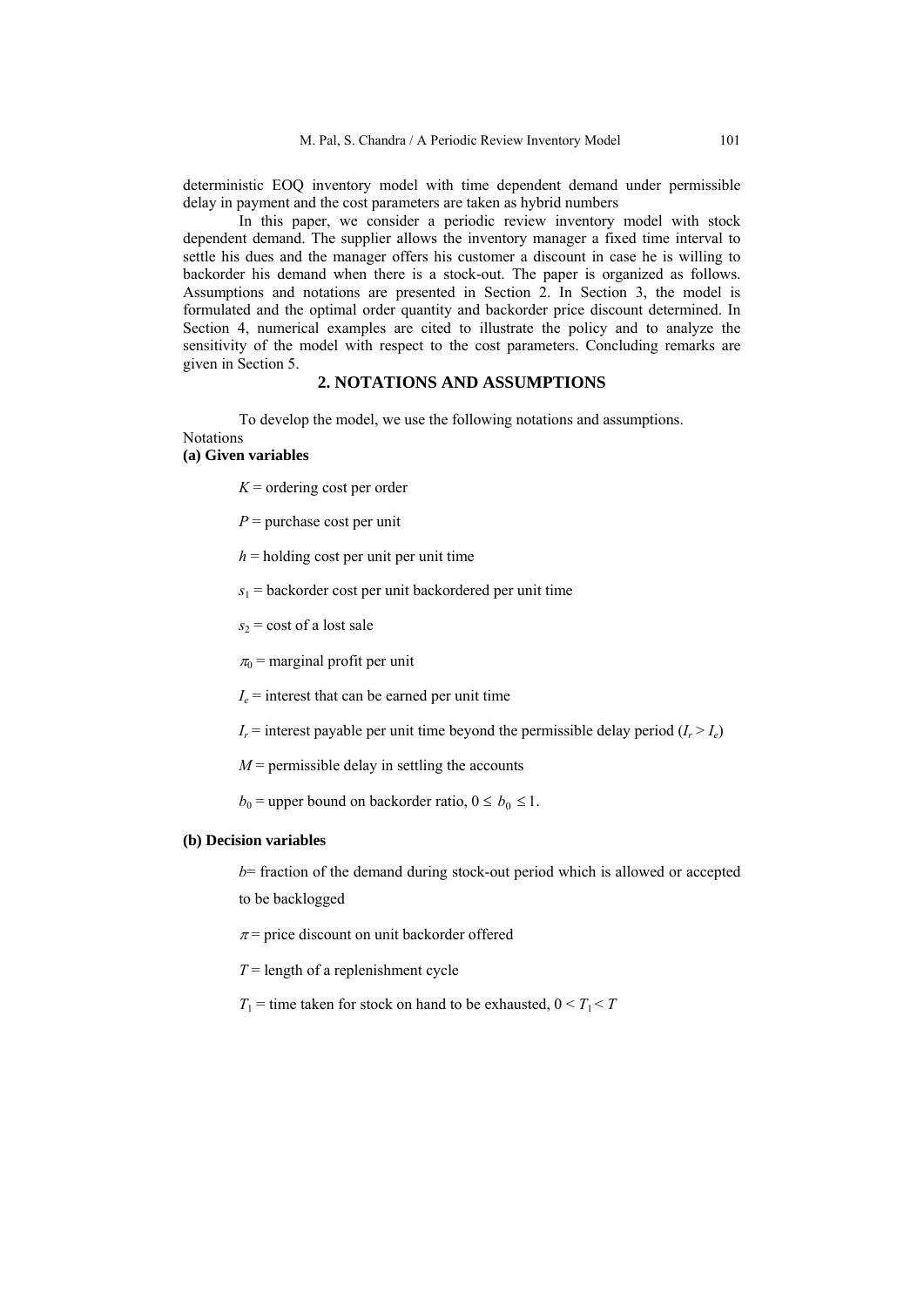deterministic EOQ inventory model with time dependent demand under permissible delay in payment and the cost parameters are taken as hybrid numbers

In this paper, we consider a periodic review inventory model with stock dependent demand. The supplier allows the inventory manager a fixed time interval to settle his dues and the manager offers his customer a discount in case he is willing to backorder his demand when there is a stock-out. The paper is organized as follows. Assumptions and notations are presented in Section 2. In Section 3, the model is formulated and the optimal order quantity and backorder price discount determined. In Section 4, numerical examples are cited to illustrate the policy and to analyze the sensitivity of the model with respect to the cost parameters. Concluding remarks are given in Section 5.

## 2. NOTATIONS AND ASSUMPTIONS

To develop the model, we use the following notations and assumptions.

Notations

**(a) Given variables**

$K$ = ordering cost per order

$P$ = purchase cost per unit

$h$ = holding cost per unit per unit time

$s_1$ = backorder cost per unit backordered per unit time

$s_2$ = cost of a lost sale

$\pi_0$ = marginal profit per unit

$I_e$ = interest that can be earned per unit time

$I_r$ = interest payable per unit time beyond the permissible delay period ($I_r > I_e$)

$M$ = permissible delay in settling the accounts

$b_0$ = upper bound on backorder ratio, $0 \leq b_0 \leq 1$.

**(b) Decision variables**

$b$= fraction of the demand during stock-out period which is allowed or accepted to be backlogged

$\pi$ = price discount on unit backorder offered

$T$ = length of a replenishment cycle

$T_1$ = time taken for stock on hand to be exhausted, $0 < T_1 < T$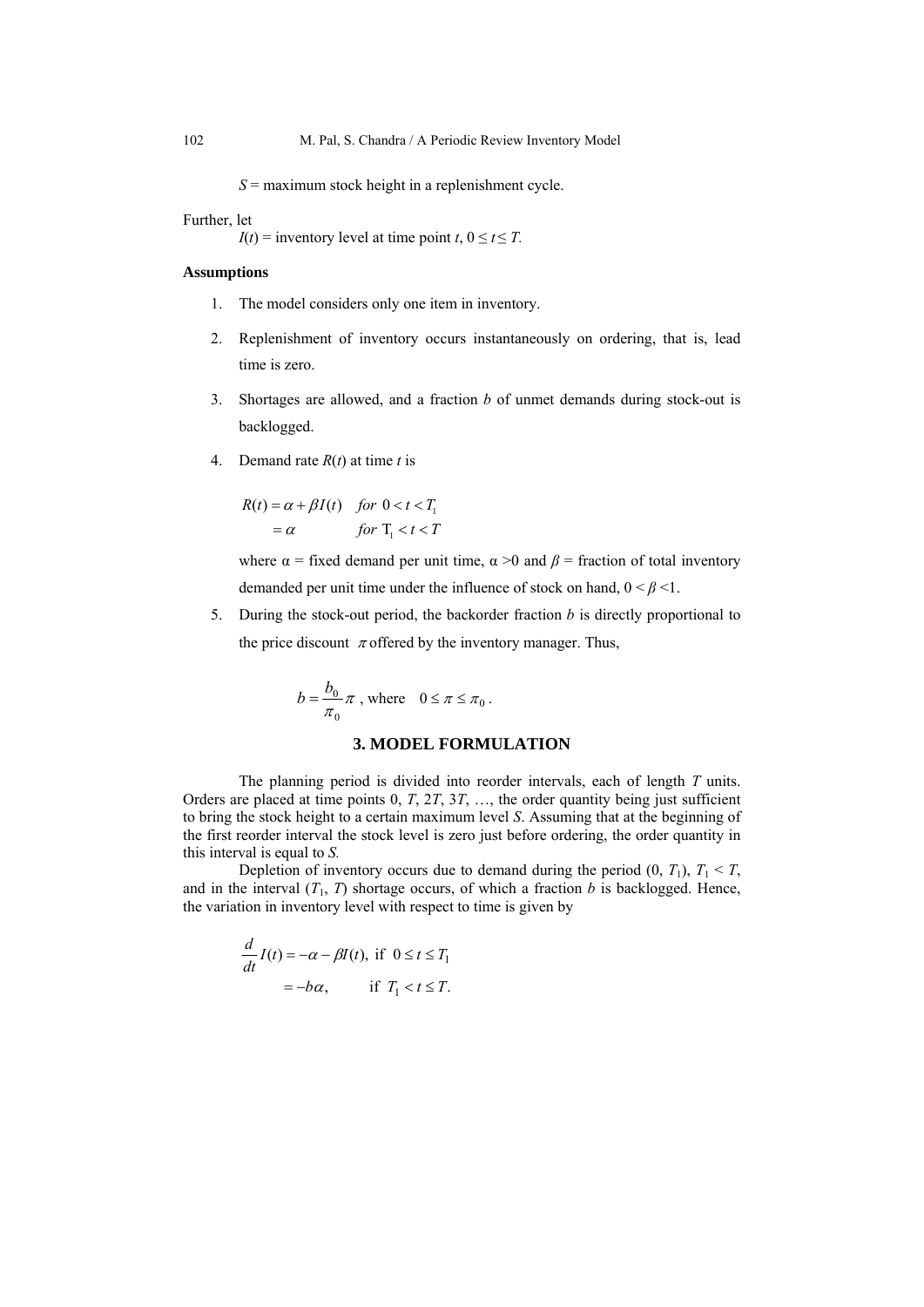$S$ = maximum stock height in a replenishment cycle.

Further, let

$I(t)$ = inventory level at time point $t$, $0 \le t \le T$.

**Assumptions**

1. The model considers only one item in inventory.
2. Replenishment of inventory occurs instantaneously on ordering, that is, lead time is zero.
3. Shortages are allowed, and a fraction $b$ of unmet demands during stock-out is backlogged.
4. Demand rate $R(t)$ at time $t$ is

   $$\begin{aligned} R(t) &= \alpha + \beta I(t) \quad for\ 0 < t < T_1 \\ &= \alpha \qquad\qquad\ \ for\ T_1 < t < T \end{aligned}$$

   where α = fixed demand per unit time, α >0 and $\beta$ = fraction of total inventory demanded per unit time under the influence of stock on hand, $0 < \beta < 1$.

5. During the stock-out period, the backorder fraction $b$ is directly proportional to the price discount $\pi$ offered by the inventory manager. Thus,

   $$b = \frac{b_0}{\pi_0}\pi\ , \text{ where } \quad 0 \le \pi \le \pi_0\,.$$

## 3. MODEL FORMULATION

The planning period is divided into reorder intervals, each of length $T$ units. Orders are placed at time points 0, $T$, $2T$, $3T$, …, the order quantity being just sufficient to bring the stock height to a certain maximum level $S$. Assuming that at the beginning of the first reorder interval the stock level is zero just before ordering, the order quantity in this interval is equal to $S$.

Depletion of inventory occurs due to demand during the period $(0, T_1)$, $T_1 < T$, and in the interval $(T_1, T)$ shortage occurs, of which a fraction $b$ is backlogged. Hence, the variation in inventory level with respect to time is given by

$$\begin{aligned} \frac{d}{dt}I(t) &= -\alpha - \beta I(t), \text{ if } 0 \le t \le T_1 \\ &= -b\alpha, \qquad\quad \text{ if } T_1 < t \le T. \end{aligned}$$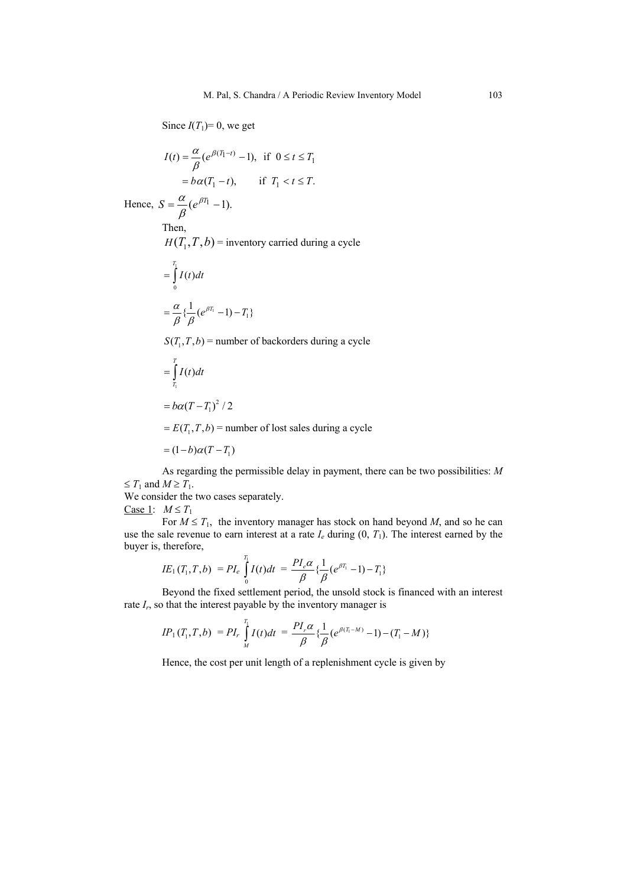Since $I(T_1)= 0$, we get

$$I(t) = \frac{\alpha}{\beta}(e^{\beta(T_1 - t)} - 1), \text{ if } 0 \le t \le T_1$$

$$= b\alpha(T_1 - t), \qquad \text{if } T_1 < t \le T.$$

Hence, $S = \frac{\alpha}{\beta}(e^{\beta T_1} - 1).$

Then,

$H(T_1, T, b)$ = inventory carried during a cycle

$$= \int_0^{T_1} I(t)dt$$

$$= \frac{\alpha}{\beta}\{\frac{1}{\beta}(e^{\beta T_1} - 1) - T_1\}$$

$S(T_1, T, b)$ = number of backorders during a cycle

$$= \int_{T_1}^{T} I(t)dt$$

$$= b\alpha(T - T_1)^2 / 2$$

$= E(T_1, T, b)$ = number of lost sales during a cycle

$$= (1-b)\alpha(T - T_1)$$

As regarding the permissible delay in payment, there can be two possibilities: $M \le T_1$ and $M \ge T_1$.

We consider the two cases separately.

Case 1: $M \le T_1$

For $M \le T_1$, the inventory manager has stock on hand beyond $M$, and so he can use the sale revenue to earn interest at a rate $I_e$ during $(0, T_1)$. The interest earned by the buyer is, therefore,

$$IE_1(T_1, T, b) = PI_e \int_0^{T_1} I(t)dt = \frac{PI_e\alpha}{\beta}\{\frac{1}{\beta}(e^{\beta T_1} - 1) - T_1\}$$

Beyond the fixed settlement period, the unsold stock is financed with an interest rate $I_r$, so that the interest payable by the inventory manager is

$$IP_1(T_1, T, b) = PI_r \int_M^{T_1} I(t)dt = \frac{PI_r\alpha}{\beta}\{\frac{1}{\beta}(e^{\beta(T_1 - M)} - 1) - (T_1 - M)\}$$

Hence, the cost per unit length of a replenishment cycle is given by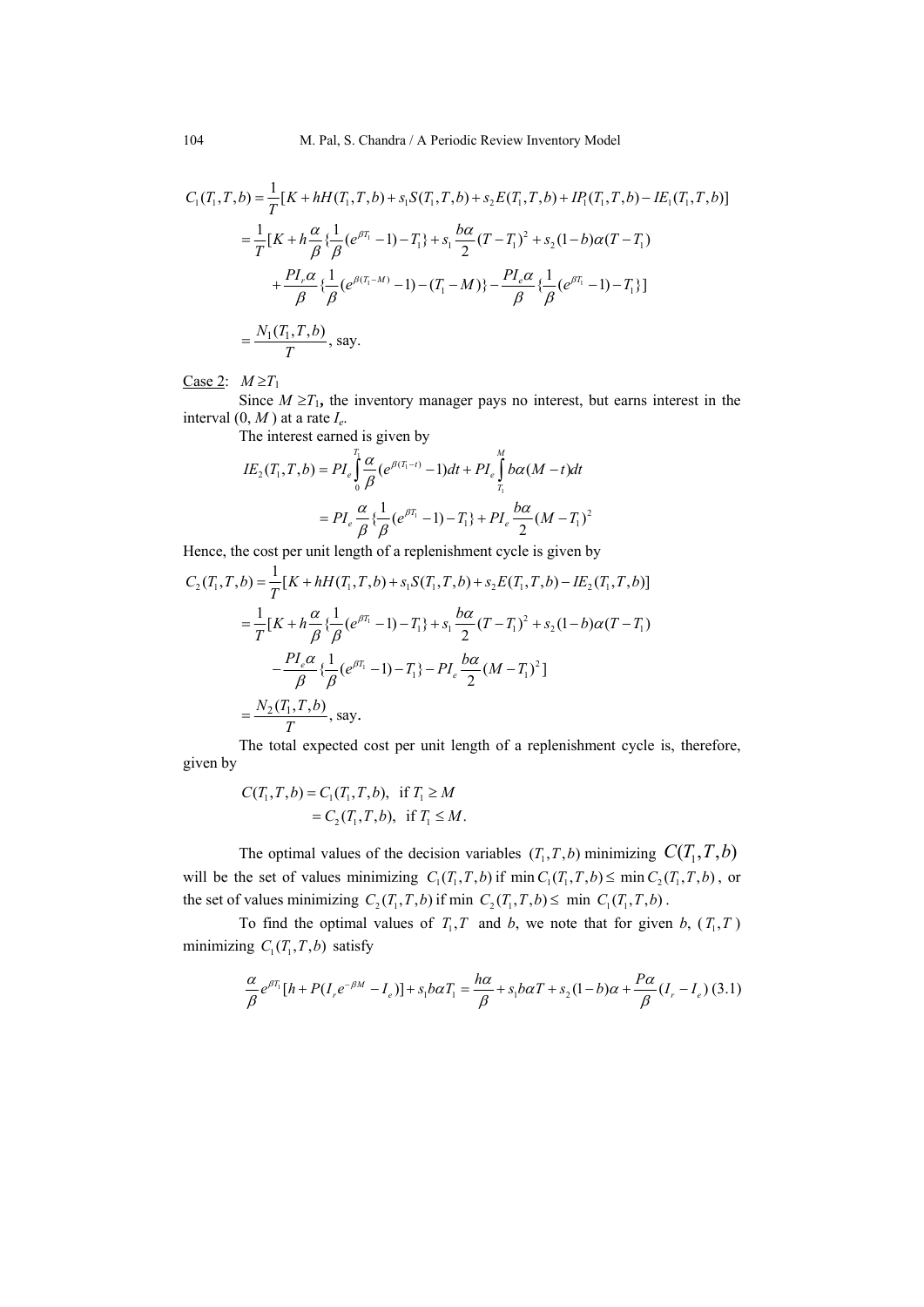$$
\begin{aligned}
C_1(T_1,T,b) &= \frac{1}{T}[K + hH(T_1,T,b) + s_1 S(T_1,T,b) + s_2 E(T_1,T,b) + IP_1(T_1,T,b) - IE_1(T_1,T,b)] \\
&= \frac{1}{T}[K + h\frac{\alpha}{\beta}\{\frac{1}{\beta}(e^{\beta T_1} - 1) - T_1\} + s_1 \frac{b\alpha}{2}(T - T_1)^2 + s_2(1-b)\alpha(T - T_1) \\
&\quad + \frac{PI_r\alpha}{\beta}\{\frac{1}{\beta}(e^{\beta(T_1 - M)} - 1) - (T_1 - M)\} - \frac{PI_e\alpha}{\beta}\{\frac{1}{\beta}(e^{\beta T_1} - 1) - T_1\}] \\
&= \frac{N_1(T_1,T,b)}{T}, \text{ say.}
\end{aligned}
$$

Case 2: $M \geq T_1$

Since $M \geq T_1$, the inventory manager pays no interest, but earns interest in the interval $(0, M)$ at a rate $I_e$.

The interest earned is given by

$$
\begin{aligned}
IE_2(T_1,T,b) &= PI_e \int_0^{T_1} \frac{\alpha}{\beta}(e^{\beta(T_1 - t)} - 1)dt + PI_e \int_{T_1}^{M} b\alpha(M - t)dt \\
&= PI_e \frac{\alpha}{\beta}\{\frac{1}{\beta}(e^{\beta T_1} - 1) - T_1\} + PI_e \frac{b\alpha}{2}(M - T_1)^2
\end{aligned}
$$

Hence, the cost per unit length of a replenishment cycle is given by

$$
\begin{aligned}
C_2(T_1,T,b) &= \frac{1}{T}[K + hH(T_1,T,b) + s_1 S(T_1,T,b) + s_2 E(T_1,T,b) - IE_2(T_1,T,b)] \\
&= \frac{1}{T}[K + h\frac{\alpha}{\beta}\{\frac{1}{\beta}(e^{\beta T_1} - 1) - T_1\} + s_1 \frac{b\alpha}{2}(T - T_1)^2 + s_2(1-b)\alpha(T - T_1) \\
&\quad - \frac{PI_e\alpha}{\beta}\{\frac{1}{\beta}(e^{\beta T_1} - 1) - T_1\} - PI_e \frac{b\alpha}{2}(M - T_1)^2] \\
&= \frac{N_2(T_1,T,b)}{T}, \text{ say.}
\end{aligned}
$$

The total expected cost per unit length of a replenishment cycle is, therefore, given by

$$
\begin{aligned}
C(T_1,T,b) &= C_1(T_1,T,b), \quad \text{if } T_1 \geq M \\
&= C_2(T_1,T,b), \quad \text{if } T_1 \leq M.
\end{aligned}
$$

The optimal values of the decision variables $(T_1,T,b)$ minimizing $C(T_1,T,b)$ will be the set of values minimizing $C_1(T_1,T,b)$ if $\min C_1(T_1,T,b) \leq \min C_2(T_1,T,b)$, or the set of values minimizing $C_2(T_1,T,b)$ if $\min C_2(T_1,T,b) \leq \min C_1(T_1,T,b)$.

To find the optimal values of $T_1, T$ and $b$, we note that for given $b$, $(T_1, T)$ minimizing $C_1(T_1,T,b)$ satisfy

$$
\frac{\alpha}{\beta}e^{\beta T_1}[h + P(I_r e^{-\beta M} - I_e)] + s_1 b\alpha T_1 = \frac{h\alpha}{\beta} + s_1 b\alpha T + s_2(1-b)\alpha + \frac{P\alpha}{\beta}(I_r - I_e) \quad (3.1)
$$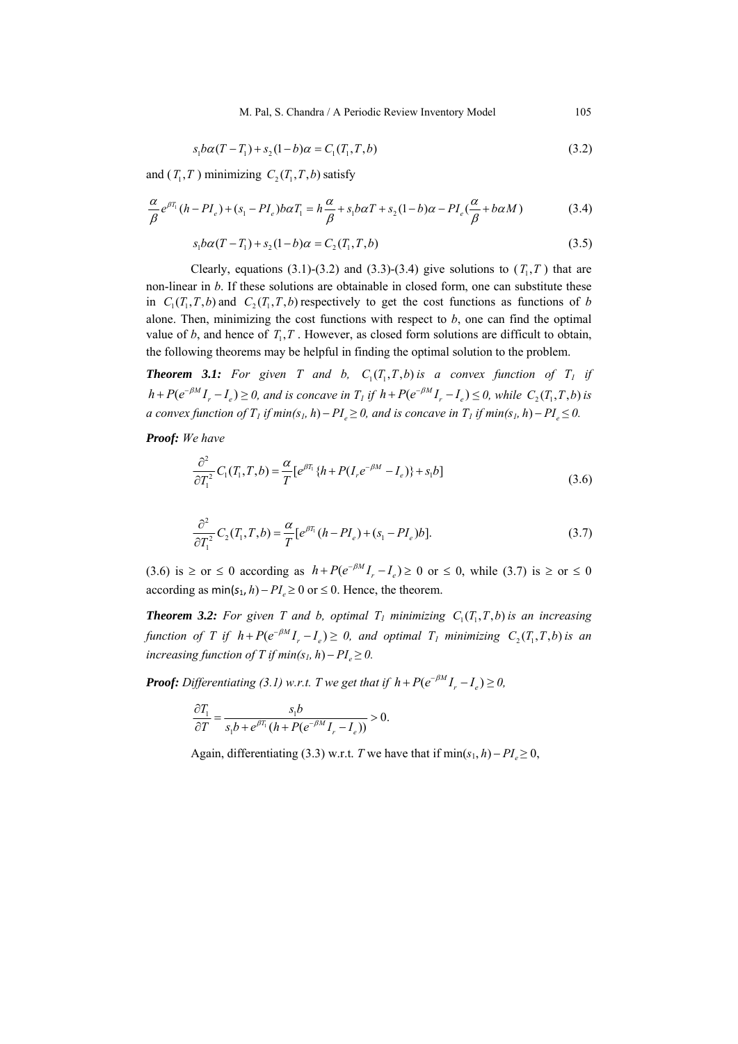$$s_1 b\alpha(T - T_1) + s_2(1-b)\alpha = C_1(T_1, T, b) \tag{3.2}$$

and ( $T_1, T$ ) minimizing $C_2(T_1, T, b)$ satisfy

$$\frac{\alpha}{\beta} e^{\beta T_1}(h - PI_e) + (s_1 - PI_e)b\alpha T_1 = h\frac{\alpha}{\beta} + s_1 b\alpha T + s_2(1-b)\alpha - PI_e\left(\frac{\alpha}{\beta} + b\alpha M\right) \tag{3.4}$$

$$s_1 b\alpha(T - T_1) + s_2(1-b)\alpha = C_2(T_1, T, b) \tag{3.5}$$

Clearly, equations (3.1)-(3.2) and (3.3)-(3.4) give solutions to ( $T_1, T$ ) that are non-linear in *b*. If these solutions are obtainable in closed form, one can substitute these in $C_1(T_1, T, b)$ and $C_2(T_1, T, b)$ respectively to get the cost functions as functions of *b* alone. Then, minimizing the cost functions with respect to *b*, one can find the optimal value of *b*, and hence of $T_1, T$. However, as closed form solutions are difficult to obtain, the following theorems may be helpful in finding the optimal solution to the problem.

***Theorem 3.1:*** *For given T and b,* $C_1(T_1, T, b)$ *is a convex function of* $T_1$ *if* $h + P(e^{-\beta M} I_r - I_e) \geq 0$, *and is concave in* $T_1$ *if* $h + P(e^{-\beta M} I_r - I_e) \leq 0$, *while* $C_2(T_1, T, b)$ *is a convex function of* $T_1$ *if* $\min(s_1, h) - PI_e \geq 0$, *and is concave in* $T_1$ *if* $\min(s_1, h) - PI_e \leq 0$.

***Proof:*** *We have*

$$\frac{\partial^2}{\partial T_1^2} C_1(T_1, T, b) = \frac{\alpha}{T}[e^{\beta T_1}\{h + P(I_r e^{-\beta M} - I_e)\} + s_1 b] \tag{3.6}$$

$$\frac{\partial^2}{\partial T_1^2} C_2(T_1, T, b) = \frac{\alpha}{T}[e^{\beta T_1}(h - PI_e) + (s_1 - PI_e)b]. \tag{3.7}$$

(3.6) is $\geq$ or $\leq$ 0 according as $h + P(e^{-\beta M} I_r - I_e) \geq 0$ or $\leq 0$, while (3.7) is $\geq$ or $\leq$ 0 according as $\min(s_1, h) - PI_e \geq 0$ or $\leq 0$. Hence, the theorem.

***Theorem 3.2:*** *For given T and b, optimal* $T_1$ *minimizing* $C_1(T_1, T, b)$ *is an increasing function of T if* $h + P(e^{-\beta M} I_r - I_e) \geq 0$, *and optimal* $T_1$ *minimizing* $C_2(T_1, T, b)$ *is an increasing function of T if* $\min(s_1, h) - PI_e \geq 0$.

***Proof:*** *Differentiating (3.1) w.r.t. T we get that if* $h + P(e^{-\beta M} I_r - I_e) \geq 0$,

$$\frac{\partial T_1}{\partial T} = \frac{s_1 b}{s_1 b + e^{\beta T_1}(h + P(e^{-\beta M} I_r - I_e))} > 0.$$

Again, differentiating (3.3) w.r.t. *T* we have that if $\min(s_1, h) - PI_e \geq 0$,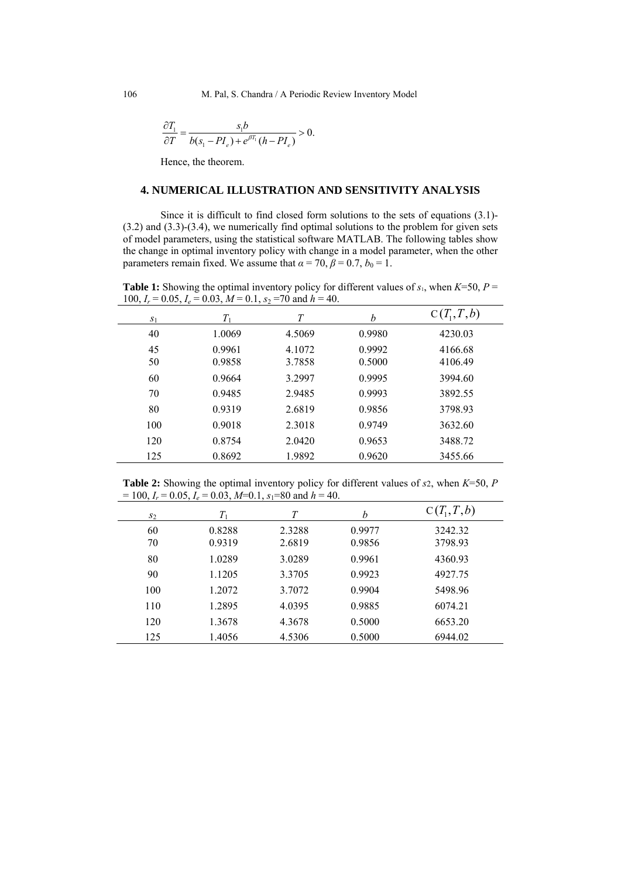$$\frac{\partial T_1}{\partial T} = \frac{s_1 b}{b(s_1 - PI_e) + e^{\beta T_1}(h - PI_e)} > 0.$$

Hence, the theorem.

## 4. NUMERICAL ILLUSTRATION AND SENSITIVITY ANALYSIS

Since it is difficult to find closed form solutions to the sets of equations (3.1)-(3.2) and (3.3)-(3.4), we numerically find optimal solutions to the problem for given sets of model parameters, using the statistical software MATLAB. The following tables show the change in optimal inventory policy with change in a model parameter, when the other parameters remain fixed. We assume that $\alpha = 70$, $\beta = 0.7$, $b_0 = 1$.

**Table 1:** Showing the optimal inventory policy for different values of $s_1$, when $K$=50, $P$ = 100, $I_r$ = 0.05, $I_e$ = 0.03, $M$ = 0.1, $s_2$ =70 and $h$ = 40.

| $s_1$ | $T_1$ | $T$ | $b$ | $C(T_1, T, b)$ |
|---|---|---|---|---|
| 40 | 1.0069 | 4.5069 | 0.9980 | 4230.03 |
| 45 | 0.9961 | 4.1072 | 0.9992 | 4166.68 |
| 50 | 0.9858 | 3.7858 | 0.5000 | 4106.49 |
| 60 | 0.9664 | 3.2997 | 0.9995 | 3994.60 |
| 70 | 0.9485 | 2.9485 | 0.9993 | 3892.55 |
| 80 | 0.9319 | 2.6819 | 0.9856 | 3798.93 |
| 100 | 0.9018 | 2.3018 | 0.9749 | 3632.60 |
| 120 | 0.8754 | 2.0420 | 0.9653 | 3488.72 |
| 125 | 0.8692 | 1.9892 | 0.9620 | 3455.66 |

**Table 2:** Showing the optimal inventory policy for different values of $s_2$, when $K$=50, $P$ = 100, $I_r$ = 0.05, $I_e$ = 0.03, $M$=0.1, $s_1$=80 and $h$ = 40.

| $s_2$ | $T_1$ | $T$ | $b$ | $C(T_1, T, b)$ |
|---|---|---|---|---|
| 60 | 0.8288 | 2.3288 | 0.9977 | 3242.32 |
| 70 | 0.9319 | 2.6819 | 0.9856 | 3798.93 |
| 80 | 1.0289 | 3.0289 | 0.9961 | 4360.93 |
| 90 | 1.1205 | 3.3705 | 0.9923 | 4927.75 |
| 100 | 1.2072 | 3.7072 | 0.9904 | 5498.96 |
| 110 | 1.2895 | 4.0395 | 0.9885 | 6074.21 |
| 120 | 1.3678 | 4.3678 | 0.5000 | 6653.20 |
| 125 | 1.4056 | 4.5306 | 0.5000 | 6944.02 |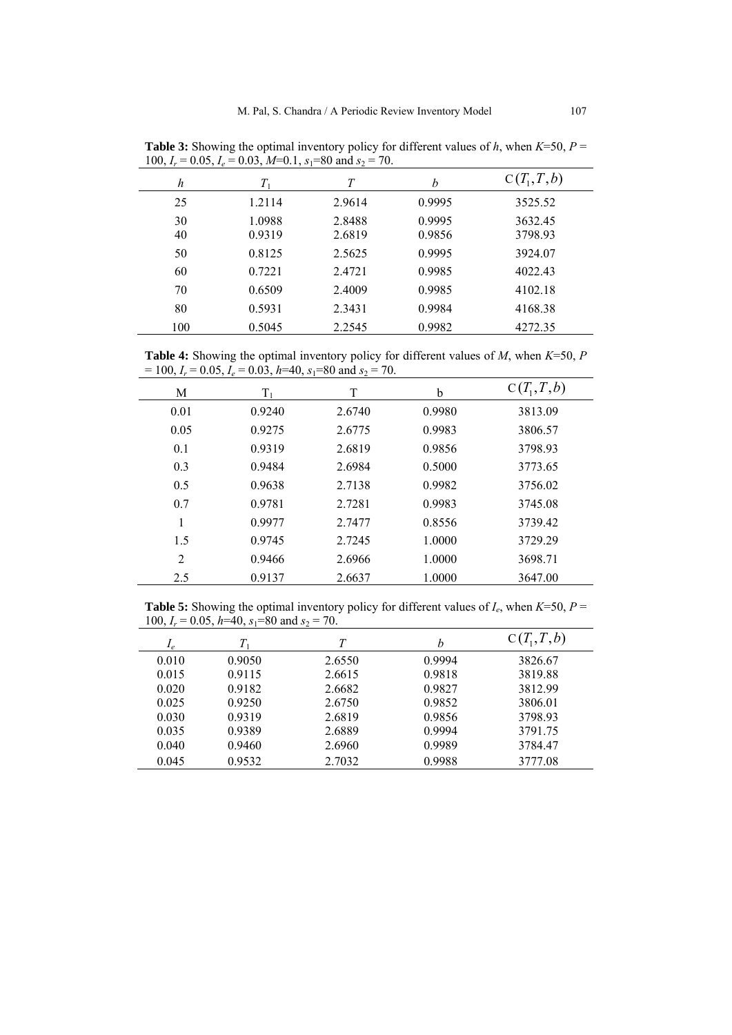**Table 3:** Showing the optimal inventory policy for different values of $h$, when $K$=50, $P$ = 100, $I_r$ = 0.05, $I_e$ = 0.03, $M$=0.1, $s_1$=80 and $s_2$ = 70.

| $h$ | $T_1$ | $T$ | $b$ | $C(T_1, T, b)$ |
|---|---|---|---|---|
| 25 | 1.2114 | 2.9614 | 0.9995 | 3525.52 |
| 30 | 1.0988 | 2.8488 | 0.9995 | 3632.45 |
| 40 | 0.9319 | 2.6819 | 0.9856 | 3798.93 |
| 50 | 0.8125 | 2.5625 | 0.9995 | 3924.07 |
| 60 | 0.7221 | 2.4721 | 0.9985 | 4022.43 |
| 70 | 0.6509 | 2.4009 | 0.9985 | 4102.18 |
| 80 | 0.5931 | 2.3431 | 0.9984 | 4168.38 |
| 100 | 0.5045 | 2.2545 | 0.9982 | 4272.35 |

**Table 4:** Showing the optimal inventory policy for different values of $M$, when $K$=50, $P$ = 100, $I_r$ = 0.05, $I_e$ = 0.03, $h$=40, $s_1$=80 and $s_2$ = 70.

| M | $T_1$ | T | b | $C(T_1, T, b)$ |
|---|---|---|---|---|
| 0.01 | 0.9240 | 2.6740 | 0.9980 | 3813.09 |
| 0.05 | 0.9275 | 2.6775 | 0.9983 | 3806.57 |
| 0.1 | 0.9319 | 2.6819 | 0.9856 | 3798.93 |
| 0.3 | 0.9484 | 2.6984 | 0.5000 | 3773.65 |
| 0.5 | 0.9638 | 2.7138 | 0.9982 | 3756.02 |
| 0.7 | 0.9781 | 2.7281 | 0.9983 | 3745.08 |
| 1 | 0.9977 | 2.7477 | 0.8556 | 3739.42 |
| 1.5 | 0.9745 | 2.7245 | 1.0000 | 3729.29 |
| 2 | 0.9466 | 2.6966 | 1.0000 | 3698.71 |
| 2.5 | 0.9137 | 2.6637 | 1.0000 | 3647.00 |

**Table 5:** Showing the optimal inventory policy for different values of $I_e$, when $K$=50, $P$ = 100, $I_r$ = 0.05, $h$=40, $s_1$=80 and $s_2$ = 70.

| $I_e$ | $T_1$ | $T$ | $b$ | $C(T_1, T, b)$ |
|---|---|---|---|---|
| 0.010 | 0.9050 | 2.6550 | 0.9994 | 3826.67 |
| 0.015 | 0.9115 | 2.6615 | 0.9818 | 3819.88 |
| 0.020 | 0.9182 | 2.6682 | 0.9827 | 3812.99 |
| 0.025 | 0.9250 | 2.6750 | 0.9852 | 3806.01 |
| 0.030 | 0.9319 | 2.6819 | 0.9856 | 3798.93 |
| 0.035 | 0.9389 | 2.6889 | 0.9994 | 3791.75 |
| 0.040 | 0.9460 | 2.6960 | 0.9989 | 3784.47 |
| 0.045 | 0.9532 | 2.7032 | 0.9988 | 3777.08 |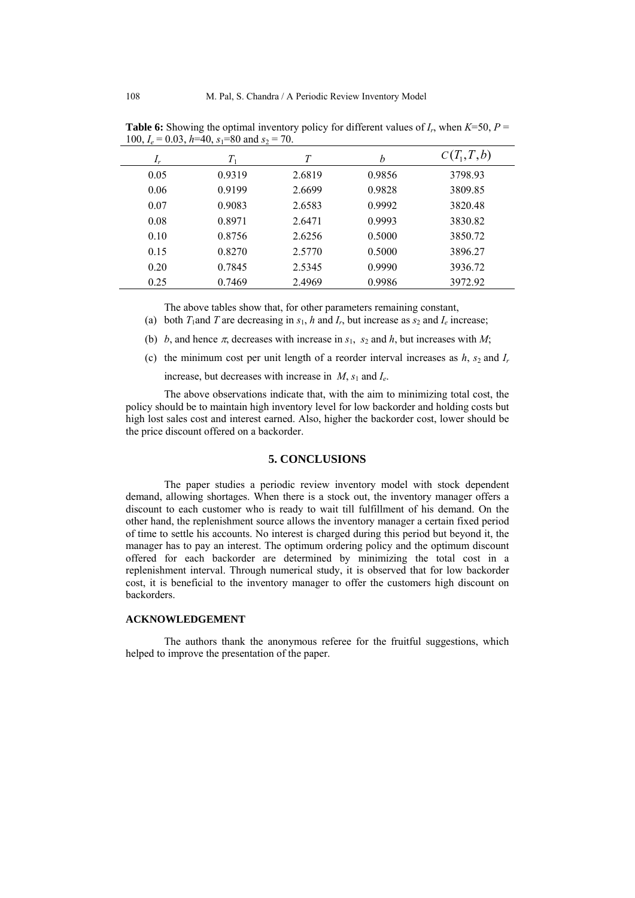**Table 6:** Showing the optimal inventory policy for different values of $I_r$, when $K$=50, $P$ = 100, $I_e$ = 0.03, $h$=40, $s_1$=80 and $s_2$ = 70.

| $I_r$ | $T_1$ | $T$ | $b$ | $C(T_1, T, b)$ |
|---|---|---|---|---|
| 0.05 | 0.9319 | 2.6819 | 0.9856 | 3798.93 |
| 0.06 | 0.9199 | 2.6699 | 0.9828 | 3809.85 |
| 0.07 | 0.9083 | 2.6583 | 0.9992 | 3820.48 |
| 0.08 | 0.8971 | 2.6471 | 0.9993 | 3830.82 |
| 0.10 | 0.8756 | 2.6256 | 0.5000 | 3850.72 |
| 0.15 | 0.8270 | 2.5770 | 0.5000 | 3896.27 |
| 0.20 | 0.7845 | 2.5345 | 0.9990 | 3936.72 |
| 0.25 | 0.7469 | 2.4969 | 0.9986 | 3972.92 |

The above tables show that, for other parameters remaining constant,

(a) both $T_1$and $T$ are decreasing in $s_1$, $h$ and $I_r$, but increase as $s_2$ and $I_e$ increase;

(b) $b$, and hence $\pi$, decreases with increase in $s_1$, $s_2$ and $h$, but increases with $M$;

(c) the minimum cost per unit length of a reorder interval increases as $h$, $s_2$ and $I_r$ increase, but decreases with increase in $M$, $s_1$ and $I_e$.

The above observations indicate that, with the aim to minimizing total cost, the policy should be to maintain high inventory level for low backorder and holding costs but high lost sales cost and interest earned. Also, higher the backorder cost, lower should be the price discount offered on a backorder.

## 5. CONCLUSIONS

The paper studies a periodic review inventory model with stock dependent demand, allowing shortages. When there is a stock out, the inventory manager offers a discount to each customer who is ready to wait till fulfillment of his demand. On the other hand, the replenishment source allows the inventory manager a certain fixed period of time to settle his accounts. No interest is charged during this period but beyond it, the manager has to pay an interest. The optimum ordering policy and the optimum discount offered for each backorder are determined by minimizing the total cost in a replenishment interval. Through numerical study, it is observed that for low backorder cost, it is beneficial to the inventory manager to offer the customers high discount on backorders.

### ACKNOWLEDGEMENT

The authors thank the anonymous referee for the fruitful suggestions, which helped to improve the presentation of the paper.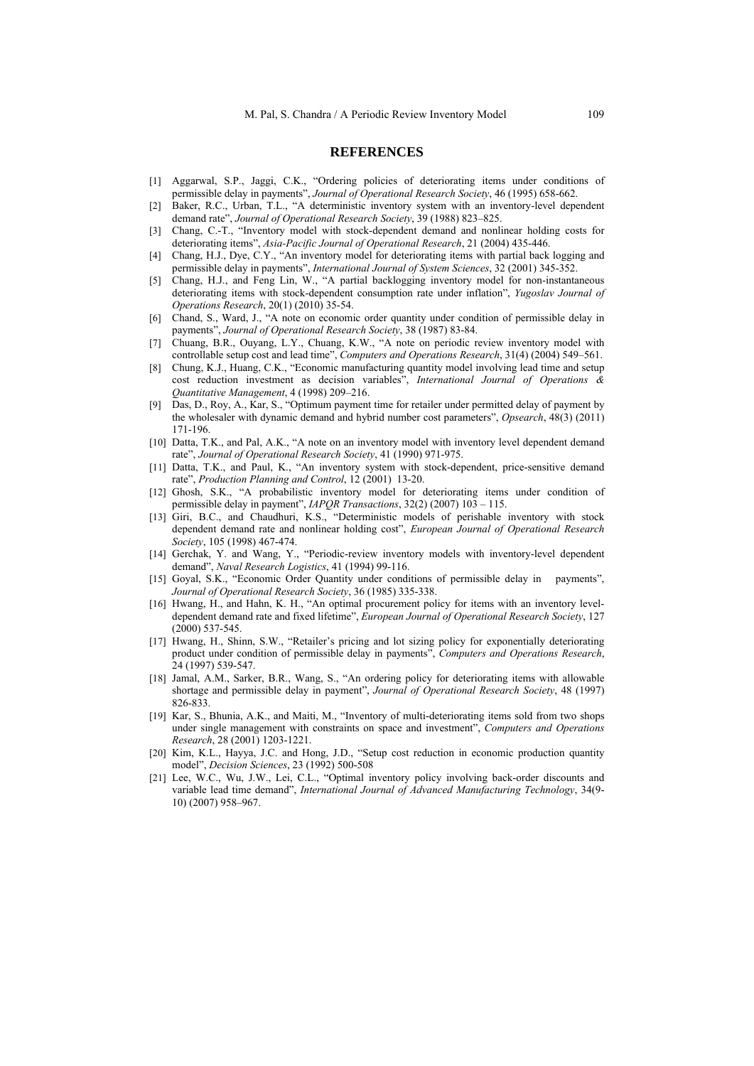## REFERENCES

[1] Aggarwal, S.P., Jaggi, C.K., "Ordering policies of deteriorating items under conditions of permissible delay in payments", *Journal of Operational Research Society*, 46 (1995) 658-662.

[2] Baker, R.C., Urban, T.L., "A deterministic inventory system with an inventory-level dependent demand rate", *Journal of Operational Research Society*, 39 (1988) 823–825.

[3] Chang, C.-T., "Inventory model with stock-dependent demand and nonlinear holding costs for deteriorating items", *Asia-Pacific Journal of Operational Research*, 21 (2004) 435-446.

[4] Chang, H.J., Dye, C.Y., "An inventory model for deteriorating items with partial back logging and permissible delay in payments", *International Journal of System Sciences*, 32 (2001) 345-352.

[5] Chang, H.J., and Feng Lin, W., "A partial backlogging inventory model for non-instantaneous deteriorating items with stock-dependent consumption rate under inflation", *Yugoslav Journal of Operations Research*, 20(1) (2010) 35-54.

[6] Chand, S., Ward, J., "A note on economic order quantity under condition of permissible delay in payments", *Journal of Operational Research Society*, 38 (1987) 83-84.

[7] Chuang, B.R., Ouyang, L.Y., Chuang, K.W., "A note on periodic review inventory model with controllable setup cost and lead time", *Computers and Operations Research*, 31(4) (2004) 549–561.

[8] Chung, K.J., Huang, C.K., "Economic manufacturing quantity model involving lead time and setup cost reduction investment as decision variables", *International Journal of Operations & Quantitative Management*, 4 (1998) 209–216.

[9] Das, D., Roy, A., Kar, S., "Optimum payment time for retailer under permitted delay of payment by the wholesaler with dynamic demand and hybrid number cost parameters", *Opsearch*, 48(3) (2011) 171-196.

[10] Datta, T.K., and Pal, A.K., "A note on an inventory model with inventory level dependent demand rate", *Journal of Operational Research Society*, 41 (1990) 971-975.

[11] Datta, T.K., and Paul, K., "An inventory system with stock-dependent, price-sensitive demand rate", *Production Planning and Control*, 12 (2001) 13-20.

[12] Ghosh, S.K., "A probabilistic inventory model for deteriorating items under condition of permissible delay in payment", *IAPQR Transactions*, 32(2) (2007) 103 – 115.

[13] Giri, B.C., and Chaudhuri, K.S., "Deterministic models of perishable inventory with stock dependent demand rate and nonlinear holding cost", *European Journal of Operational Research Society*, 105 (1998) 467-474.

[14] Gerchak, Y. and Wang, Y., "Periodic-review inventory models with inventory-level dependent demand", *Naval Research Logistics*, 41 (1994) 99-116.

[15] Goyal, S.K., "Economic Order Quantity under conditions of permissible delay in payments", *Journal of Operational Research Society*, 36 (1985) 335-338.

[16] Hwang, H., and Hahn, K. H., "An optimal procurement policy for items with an inventory level-dependent demand rate and fixed lifetime", *European Journal of Operational Research Society*, 127 (2000) 537-545.

[17] Hwang, H., Shinn, S.W., "Retailer's pricing and lot sizing policy for exponentially deteriorating product under condition of permissible delay in payments", *Computers and Operations Research*, 24 (1997) 539-547.

[18] Jamal, A.M., Sarker, B.R., Wang, S., "An ordering policy for deteriorating items with allowable shortage and permissible delay in payment", *Journal of Operational Research Society*, 48 (1997) 826-833.

[19] Kar, S., Bhunia, A.K., and Maiti, M., "Inventory of multi-deteriorating items sold from two shops under single management with constraints on space and investment", *Computers and Operations Research*, 28 (2001) 1203-1221.

[20] Kim, K.L., Hayya, J.C. and Hong, J.D., "Setup cost reduction in economic production quantity model", *Decision Sciences*, 23 (1992) 500-508

[21] Lee, W.C., Wu, J.W., Lei, C.L., "Optimal inventory policy involving back-order discounts and variable lead time demand", *International Journal of Advanced Manufacturing Technology*, 34(9-10) (2007) 958–967.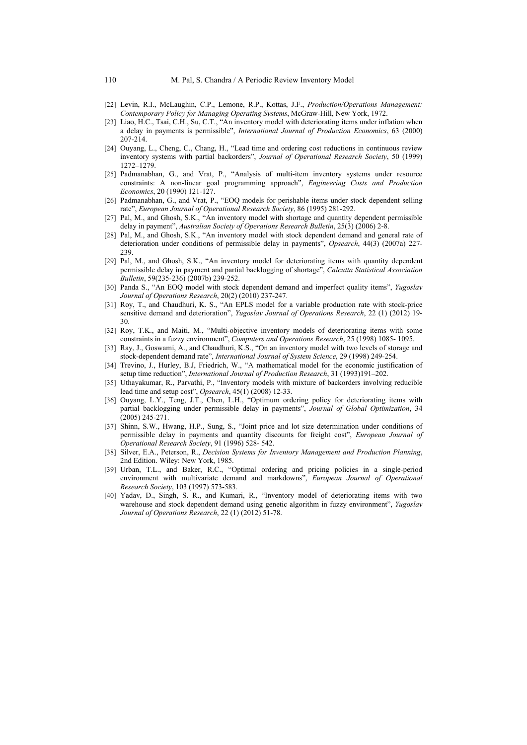[22] Levin, R.I., McLaughin, C.P., Lemone, R.P., Kottas, J.F., *Production/Operations Management: Contemporary Policy for Managing Operating Systems*, McGraw-Hill, New York, 1972.

[23] Liao, H.C., Tsai, C.H., Su, C.T., "An inventory model with deteriorating items under inflation when a delay in payments is permissible", *International Journal of Production Economics*, 63 (2000) 207-214.

[24] Ouyang, L., Cheng, C., Chang, H., "Lead time and ordering cost reductions in continuous review inventory systems with partial backorders", *Journal of Operational Research Society*, 50 (1999) 1272–1279.

[25] Padmanabhan, G., and Vrat, P., "Analysis of multi-item inventory systems under resource constraints: A non-linear goal programming approach", *Engineering Costs and Production Economics*, 20 (1990) 121-127.

[26] Padmanabhan, G., and Vrat, P., "EOQ models for perishable items under stock dependent selling rate", *European Journal of Operational Research Society*, 86 (1995) 281-292.

[27] Pal, M., and Ghosh, S.K., "An inventory model with shortage and quantity dependent permissible delay in payment", *Australian Society of Operations Research Bulletin*, 25(3) (2006) 2-8.

[28] Pal, M., and Ghosh, S.K., "An inventory model with stock dependent demand and general rate of deterioration under conditions of permissible delay in payments", *Opsearch*, 44(3) (2007a) 227-239.

[29] Pal, M., and Ghosh, S.K., "An inventory model for deteriorating items with quantity dependent permissible delay in payment and partial backlogging of shortage", *Calcutta Statistical Association Bulletin*, 59(235-236) (2007b) 239-252.

[30] Panda S., "An EOQ model with stock dependent demand and imperfect quality items", *Yugoslav Journal of Operations Research*, 20(2) (2010) 237-247.

[31] Roy, T., and Chaudhuri, K. S., "An EPLS model for a variable production rate with stock-price sensitive demand and deterioration", *Yugoslav Journal of Operations Research*, 22 (1) (2012) 19-30.

[32] Roy, T.K., and Maiti, M., "Multi-objective inventory models of deteriorating items with some constraints in a fuzzy environment", *Computers and Operations Research*, 25 (1998) 1085- 1095.

[33] Ray, J., Goswami, A., and Chaudhuri, K.S., "On an inventory model with two levels of storage and stock-dependent demand rate", *International Journal of System Science*, 29 (1998) 249-254.

[34] Trevino, J., Hurley, B.J, Friedrich, W., "A mathematical model for the economic justification of setup time reduction", *International Journal of Production Research*, 31 (1993)191–202.

[35] Uthayakumar, R., Parvathi, P., "Inventory models with mixture of backorders involving reducible lead time and setup cost", *Opsearch*, 45(1) (2008) 12-33.

[36] Ouyang, L.Y., Teng, J.T., Chen, L.H., "Optimum ordering policy for deteriorating items with partial backlogging under permissible delay in payments", *Journal of Global Optimization*, 34 (2005) 245-271.

[37] Shinn, S.W., Hwang, H.P., Sung, S., "Joint price and lot size determination under conditions of permissible delay in payments and quantity discounts for freight cost", *European Journal of Operational Research Society*, 91 (1996) 528- 542.

[38] Silver, E.A., Peterson, R., *Decision Systems for Inventory Management and Production Planning*, 2nd Edition. Wiley: New York, 1985.

[39] Urban, T.L., and Baker, R.C., "Optimal ordering and pricing policies in a single-period environment with multivariate demand and markdowns", *European Journal of Operational Research Society*, 103 (1997) 573-583.

[40] Yadav, D., Singh, S. R., and Kumari, R., "Inventory model of deteriorating items with two warehouse and stock dependent demand using genetic algorithm in fuzzy environment", *Yugoslav Journal of Operations Research*, 22 (1) (2012) 51-78.